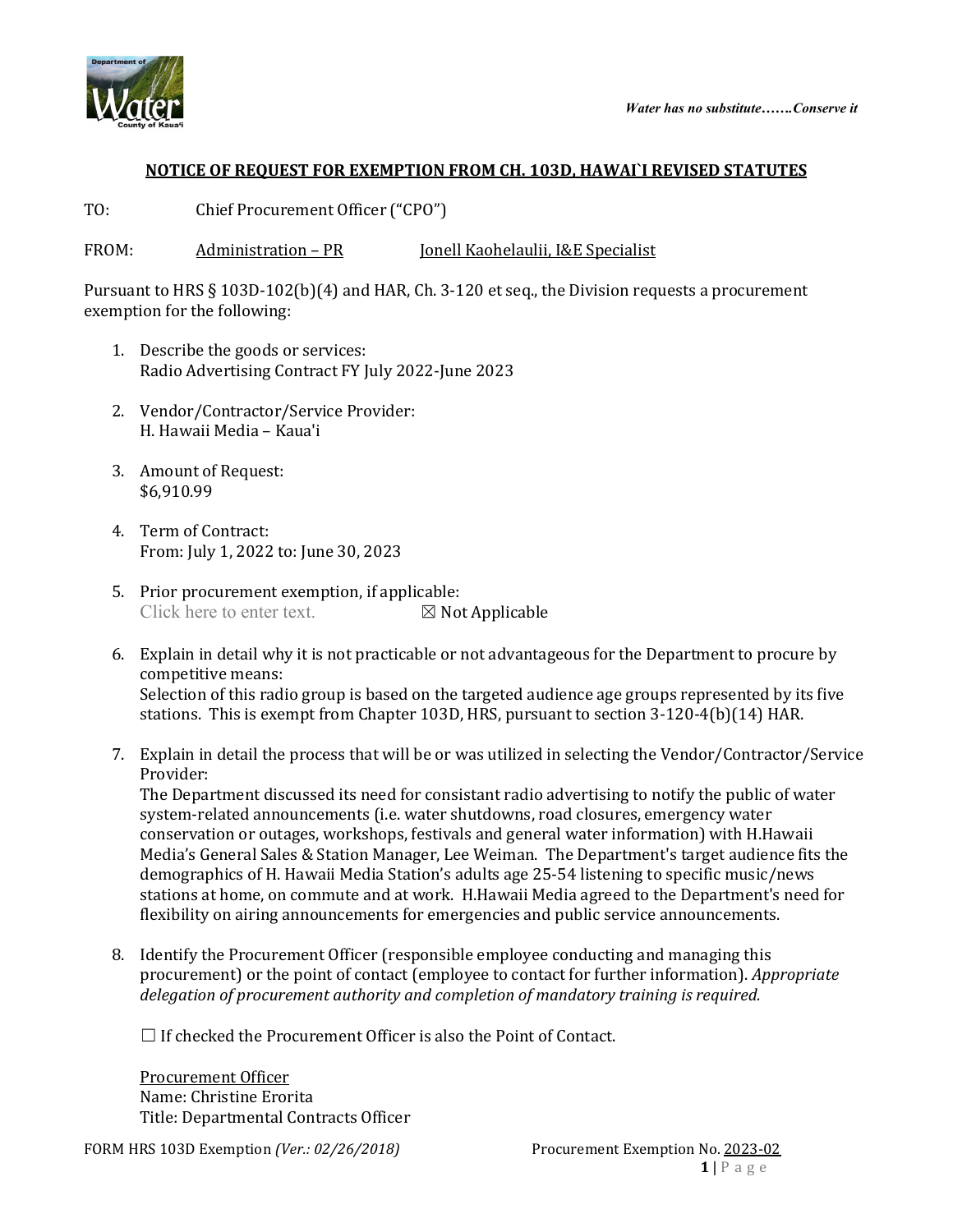*Water has no substitute…….Conserve it*

**NOTICE OF REQUEST FOR EXEMPTION FROM CH. 103D, HAWAI`I REVISED STATUTES**

TO: Chief Procurement Officer ("CPO")

FROM: Administration – PR Jonell Kaohelaulii, I&E Specialist

Pursuant to HRS § 103D-102(b)(4) and HAR, Ch. 3-120 et seq., the Division requests a procurement exemption for the following:

1. Describe the goods or services:
   Radio Advertising Contract FY July 2022-June 2023

2. Vendor/Contractor/Service Provider:
   H. Hawaii Media – Kaua'i

3. Amount of Request:
   $6,910.99

4. Term of Contract:
   From: July 1, 2022 to: June 30, 2023

5. Prior procurement exemption, if applicable:
   Click here to enter text. ☒ Not Applicable

6. Explain in detail why it is not practicable or not advantageous for the Department to procure by competitive means:
   Selection of this radio group is based on the targeted audience age groups represented by its five stations. This is exempt from Chapter 103D, HRS, pursuant to section 3-120-4(b)(14) HAR.

7. Explain in detail the process that will be or was utilized in selecting the Vendor/Contractor/Service Provider:
   The Department discussed its need for consistant radio advertising to notify the public of water system-related announcements (i.e. water shutdowns, road closures, emergency water conservation or outages, workshops, festivals and general water information) with H.Hawaii Media's General Sales & Station Manager, Lee Weiman. The Department's target audience fits the demographics of H. Hawaii Media Station's adults age 25-54 listening to specific music/news stations at home, on commute and at work. H.Hawaii Media agreed to the Department's need for flexibility on airing announcements for emergencies and public service announcements.

8. Identify the Procurement Officer (responsible employee conducting and managing this procurement) or the point of contact (employee to contact for further information). *Appropriate delegation of procurement authority and completion of mandatory training is required.*

   ☐ If checked the Procurement Officer is also the Point of Contact.

   Procurement Officer
   Name: Christine Erorita
   Title: Departmental Contracts Officer

FORM HRS 103D Exemption *(Ver.: 02/26/2018)* Procurement Exemption No. 2023-02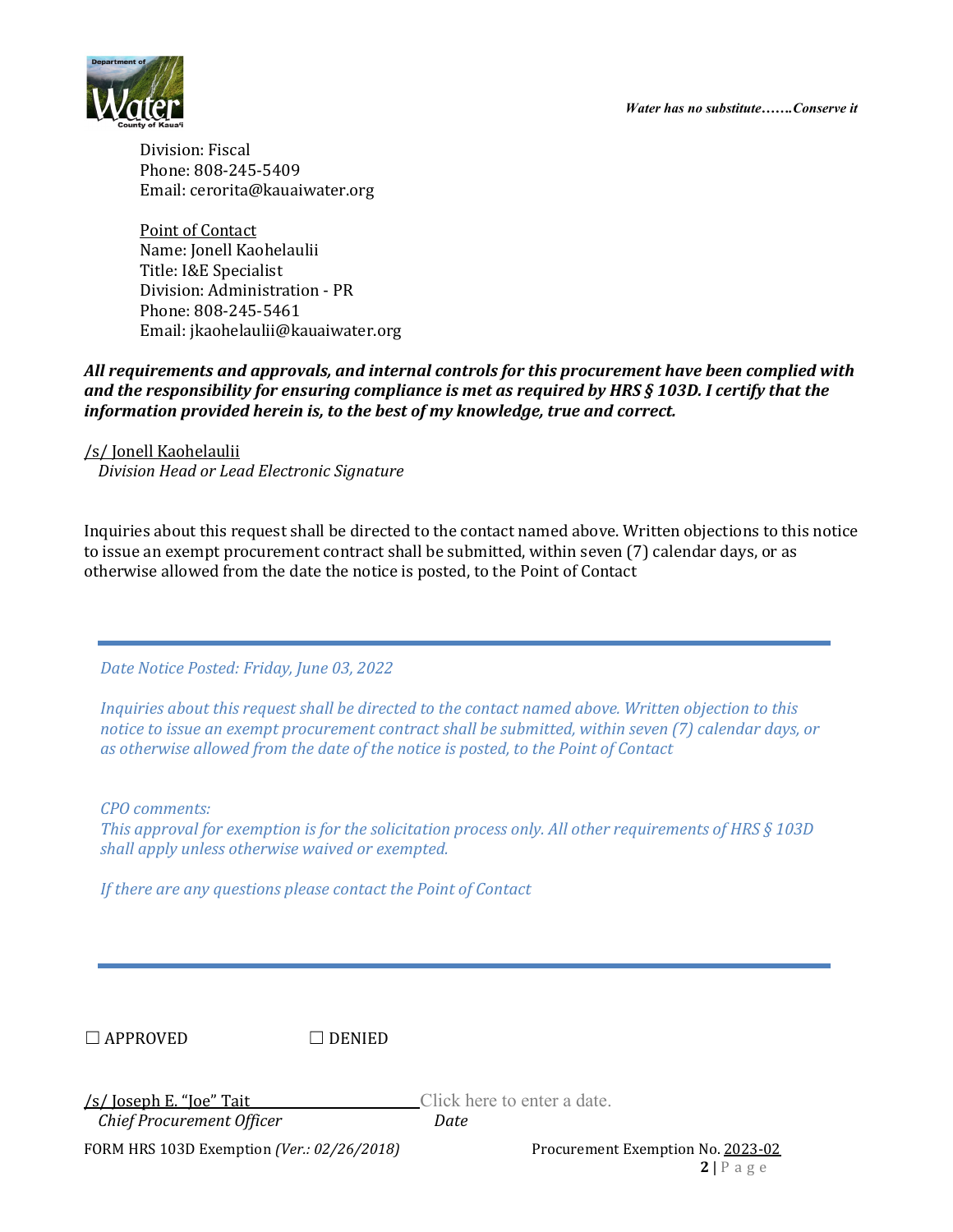Division: Fiscal
Phone: 808-245-5409
Email: cerorita@kauaiwater.org

Point of Contact
Name: Jonell Kaohelaulii
Title: I&E Specialist
Division: Administration - PR
Phone: 808-245-5461
Email: jkaohelaulii@kauaiwater.org

***All requirements and approvals, and internal controls for this procurement have been complied with and the responsibility for ensuring compliance is met as required by HRS § 103D. I certify that the information provided herein is, to the best of my knowledge, true and correct.***

/s/ Jonell Kaohelaulii
*Division Head or Lead Electronic Signature*

Inquiries about this request shall be directed to the contact named above. Written objections to this notice to issue an exempt procurement contract shall be submitted, within seven (7) calendar days, or as otherwise allowed from the date the notice is posted, to the Point of Contact

---

*Date Notice Posted: Friday, June 03, 2022*

*Inquiries about this request shall be directed to the contact named above. Written objection to this notice to issue an exempt procurement contract shall be submitted, within seven (7) calendar days, or as otherwise allowed from the date of the notice is posted, to the Point of Contact*

*CPO comments:*
*This approval for exemption is for the solicitation process only. All other requirements of HRS § 103D shall apply unless otherwise waived or exempted.*

*If there are any questions please contact the Point of Contact*

---

☐ APPROVED ☐ DENIED

/s/ Joseph E. "Joe" Tait — Click here to enter a date.
*Chief Procurement Officer* — *Date*

FORM HRS 103D Exemption *(Ver.: 02/26/2018)* Procurement Exemption No. 2023-02